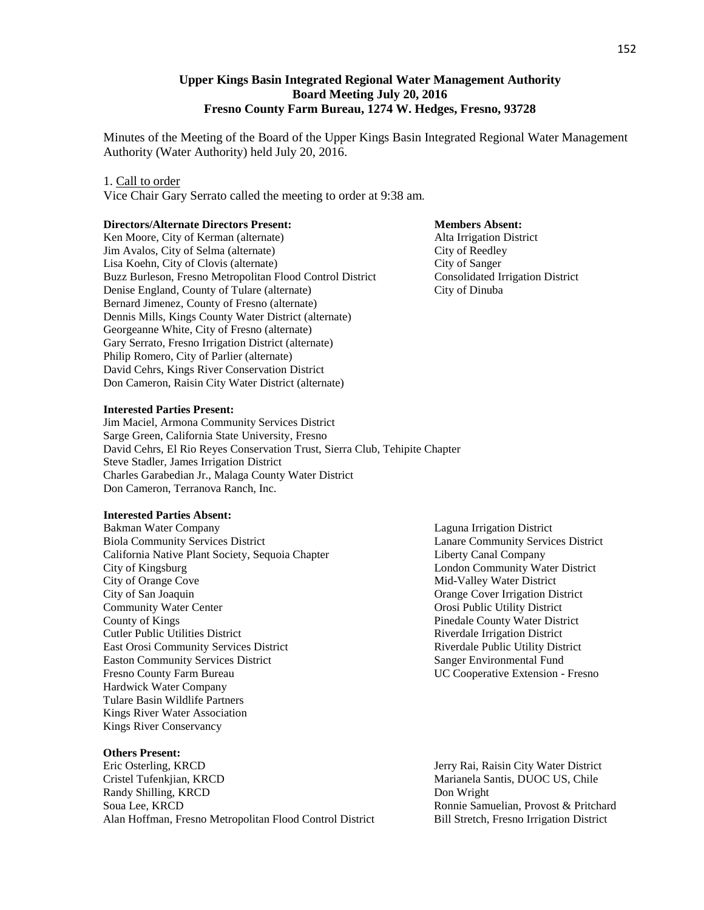**Upper Kings Basin Integrated Regional Water Management Authority**
**Board Meeting July 20, 2016**
**Fresno County Farm Bureau, 1274 W. Hedges, Fresno, 93728**

Minutes of the Meeting of the Board of the Upper Kings Basin Integrated Regional Water Management Authority (Water Authority) held July 20, 2016.

1. Call to order

Vice Chair Gary Serrato called the meeting to order at 9:38 am.

**Directors/Alternate Directors Present:**

Ken Moore, City of Kerman (alternate)
Jim Avalos, City of Selma (alternate)
Lisa Koehn, City of Clovis (alternate)
Buzz Burleson, Fresno Metropolitan Flood Control District
Denise England, County of Tulare (alternate)
Bernard Jimenez, County of Fresno (alternate)
Dennis Mills, Kings County Water District (alternate)
Georgeanne White, City of Fresno (alternate)
Gary Serrato, Fresno Irrigation District (alternate)
Philip Romero, City of Parlier (alternate)
David Cehrs, Kings River Conservation District
Don Cameron, Raisin City Water District (alternate)

**Members Absent:**

Alta Irrigation District
City of Reedley
City of Sanger
Consolidated Irrigation District
City of Dinuba

**Interested Parties Present:**

Jim Maciel, Armona Community Services District
Sarge Green, California State University, Fresno
David Cehrs, El Rio Reyes Conservation Trust, Sierra Club, Tehipite Chapter
Steve Stadler, James Irrigation District
Charles Garabedian Jr., Malaga County Water District
Don Cameron, Terranova Ranch, Inc.

**Interested Parties Absent:**

Bakman Water Company
Biola Community Services District
California Native Plant Society, Sequoia Chapter
City of Kingsburg
City of Orange Cove
City of San Joaquin
Community Water Center
County of Kings
Cutler Public Utilities District
East Orosi Community Services District
Easton Community Services District
Fresno County Farm Bureau
Hardwick Water Company
Tulare Basin Wildlife Partners
Kings River Water Association
Kings River Conservancy
Laguna Irrigation District
Lanare Community Services District
Liberty Canal Company
London Community Water District
Mid-Valley Water District
Orange Cover Irrigation District
Orosi Public Utility District
Pinedale County Water District
Riverdale Irrigation District
Riverdale Public Utility District
Sanger Environmental Fund
UC Cooperative Extension - Fresno

**Others Present:**

Eric Osterling, KRCD
Cristel Tufenkjian, KRCD
Randy Shilling, KRCD
Soua Lee, KRCD
Alan Hoffman, Fresno Metropolitan Flood Control District
Jerry Rai, Raisin City Water District
Marianela Santis, DUOC US, Chile
Don Wright
Ronnie Samuelian, Provost & Pritchard
Bill Stretch, Fresno Irrigation District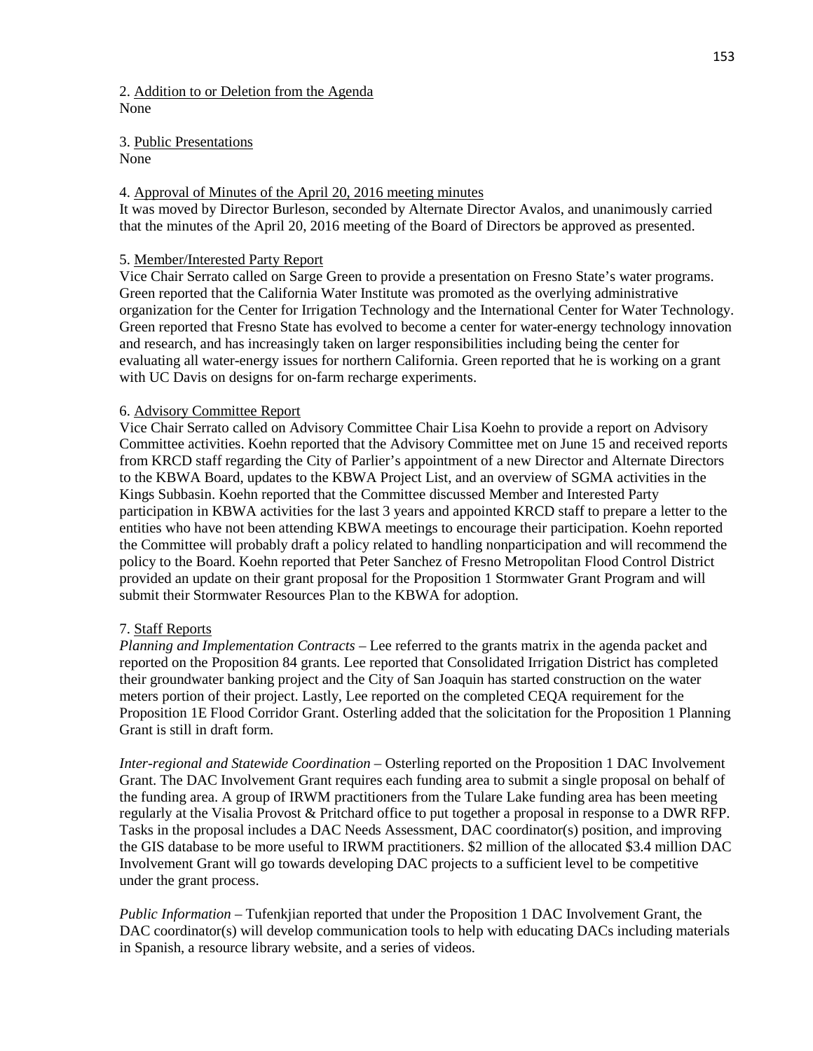2. Addition to or Deletion from the Agenda
None

3. Public Presentations
None

4. Approval of Minutes of the April 20, 2016 meeting minutes
It was moved by Director Burleson, seconded by Alternate Director Avalos, and unanimously carried that the minutes of the April 20, 2016 meeting of the Board of Directors be approved as presented.

5. Member/Interested Party Report
Vice Chair Serrato called on Sarge Green to provide a presentation on Fresno State's water programs. Green reported that the California Water Institute was promoted as the overlying administrative organization for the Center for Irrigation Technology and the International Center for Water Technology. Green reported that Fresno State has evolved to become a center for water-energy technology innovation and research, and has increasingly taken on larger responsibilities including being the center for evaluating all water-energy issues for northern California. Green reported that he is working on a grant with UC Davis on designs for on-farm recharge experiments.

6. Advisory Committee Report
Vice Chair Serrato called on Advisory Committee Chair Lisa Koehn to provide a report on Advisory Committee activities. Koehn reported that the Advisory Committee met on June 15 and received reports from KRCD staff regarding the City of Parlier's appointment of a new Director and Alternate Directors to the KBWA Board, updates to the KBWA Project List, and an overview of SGMA activities in the Kings Subbasin. Koehn reported that the Committee discussed Member and Interested Party participation in KBWA activities for the last 3 years and appointed KRCD staff to prepare a letter to the entities who have not been attending KBWA meetings to encourage their participation. Koehn reported the Committee will probably draft a policy related to handling nonparticipation and will recommend the policy to the Board. Koehn reported that Peter Sanchez of Fresno Metropolitan Flood Control District provided an update on their grant proposal for the Proposition 1 Stormwater Grant Program and will submit their Stormwater Resources Plan to the KBWA for adoption.

7. Staff Reports
*Planning and Implementation Contracts* – Lee referred to the grants matrix in the agenda packet and reported on the Proposition 84 grants. Lee reported that Consolidated Irrigation District has completed their groundwater banking project and the City of San Joaquin has started construction on the water meters portion of their project. Lastly, Lee reported on the completed CEQA requirement for the Proposition 1E Flood Corridor Grant. Osterling added that the solicitation for the Proposition 1 Planning Grant is still in draft form.

*Inter-regional and Statewide Coordination* – Osterling reported on the Proposition 1 DAC Involvement Grant. The DAC Involvement Grant requires each funding area to submit a single proposal on behalf of the funding area. A group of IRWM practitioners from the Tulare Lake funding area has been meeting regularly at the Visalia Provost & Pritchard office to put together a proposal in response to a DWR RFP. Tasks in the proposal includes a DAC Needs Assessment, DAC coordinator(s) position, and improving the GIS database to be more useful to IRWM practitioners. $2 million of the allocated $3.4 million DAC Involvement Grant will go towards developing DAC projects to a sufficient level to be competitive under the grant process.

*Public Information* – Tufenkjian reported that under the Proposition 1 DAC Involvement Grant, the DAC coordinator(s) will develop communication tools to help with educating DACs including materials in Spanish, a resource library website, and a series of videos.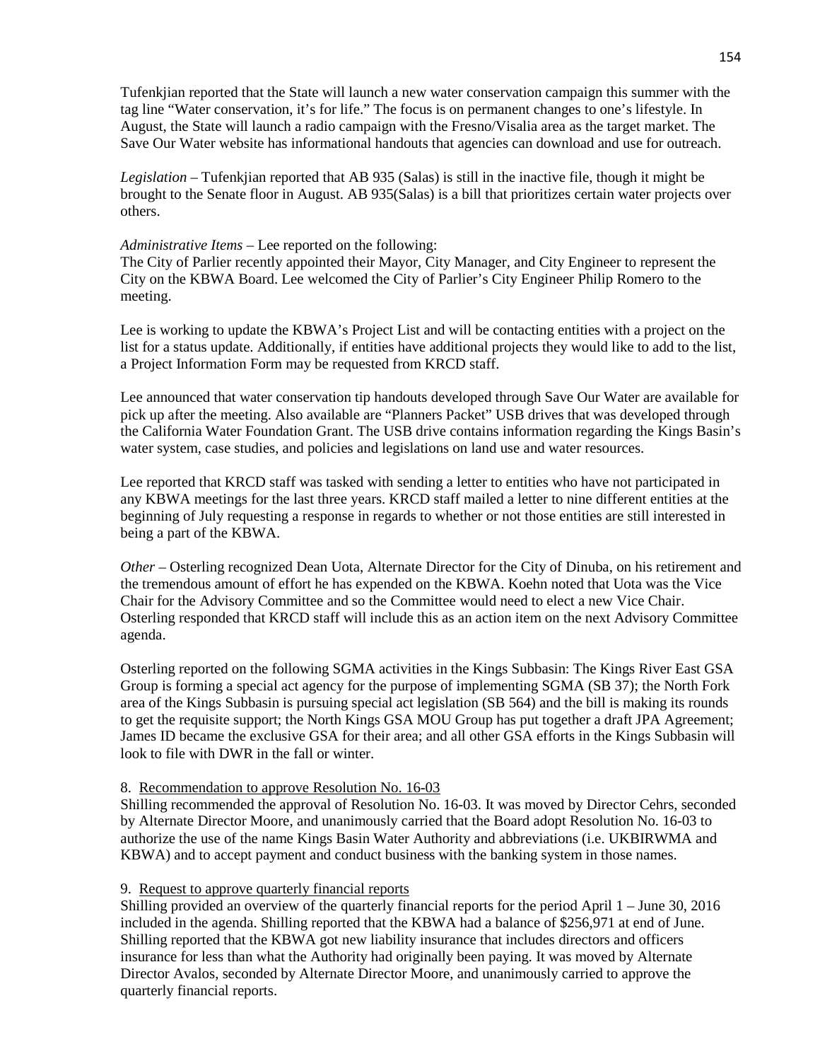Tufenkjian reported that the State will launch a new water conservation campaign this summer with the tag line "Water conservation, it's for life." The focus is on permanent changes to one's lifestyle. In August, the State will launch a radio campaign with the Fresno/Visalia area as the target market. The Save Our Water website has informational handouts that agencies can download and use for outreach.

*Legislation* – Tufenkjian reported that AB 935 (Salas) is still in the inactive file, though it might be brought to the Senate floor in August. AB 935(Salas) is a bill that prioritizes certain water projects over others.

*Administrative Items* – Lee reported on the following:
The City of Parlier recently appointed their Mayor, City Manager, and City Engineer to represent the City on the KBWA Board. Lee welcomed the City of Parlier's City Engineer Philip Romero to the meeting.

Lee is working to update the KBWA's Project List and will be contacting entities with a project on the list for a status update. Additionally, if entities have additional projects they would like to add to the list, a Project Information Form may be requested from KRCD staff.

Lee announced that water conservation tip handouts developed through Save Our Water are available for pick up after the meeting. Also available are "Planners Packet" USB drives that was developed through the California Water Foundation Grant. The USB drive contains information regarding the Kings Basin's water system, case studies, and policies and legislations on land use and water resources.

Lee reported that KRCD staff was tasked with sending a letter to entities who have not participated in any KBWA meetings for the last three years. KRCD staff mailed a letter to nine different entities at the beginning of July requesting a response in regards to whether or not those entities are still interested in being a part of the KBWA.

*Other* – Osterling recognized Dean Uota, Alternate Director for the City of Dinuba, on his retirement and the tremendous amount of effort he has expended on the KBWA. Koehn noted that Uota was the Vice Chair for the Advisory Committee and so the Committee would need to elect a new Vice Chair. Osterling responded that KRCD staff will include this as an action item on the next Advisory Committee agenda.

Osterling reported on the following SGMA activities in the Kings Subbasin: The Kings River East GSA Group is forming a special act agency for the purpose of implementing SGMA (SB 37); the North Fork area of the Kings Subbasin is pursuing special act legislation (SB 564) and the bill is making its rounds to get the requisite support; the North Kings GSA MOU Group has put together a draft JPA Agreement; James ID became the exclusive GSA for their area; and all other GSA efforts in the Kings Subbasin will look to file with DWR in the fall or winter.

8. Recommendation to approve Resolution No. 16-03

Shilling recommended the approval of Resolution No. 16-03. It was moved by Director Cehrs, seconded by Alternate Director Moore, and unanimously carried that the Board adopt Resolution No. 16-03 to authorize the use of the name Kings Basin Water Authority and abbreviations (i.e. UKBIRWMA and KBWA) and to accept payment and conduct business with the banking system in those names.

9. Request to approve quarterly financial reports

Shilling provided an overview of the quarterly financial reports for the period April 1 – June 30, 2016 included in the agenda. Shilling reported that the KBWA had a balance of $256,971 at end of June. Shilling reported that the KBWA got new liability insurance that includes directors and officers insurance for less than what the Authority had originally been paying. It was moved by Alternate Director Avalos, seconded by Alternate Director Moore, and unanimously carried to approve the quarterly financial reports.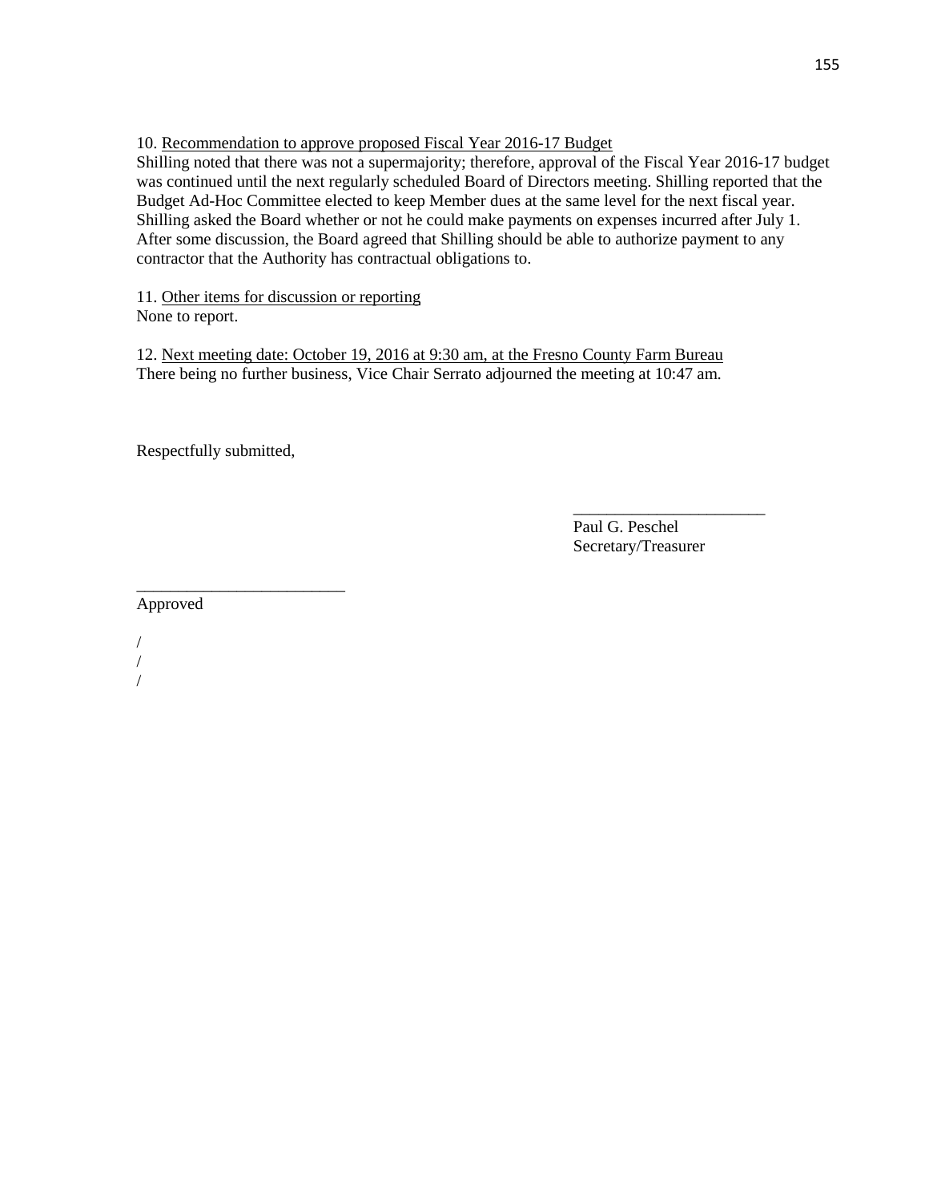10. <u>Recommendation to approve proposed Fiscal Year 2016-17 Budget</u>
Shilling noted that there was not a supermajority; therefore, approval of the Fiscal Year 2016-17 budget was continued until the next regularly scheduled Board of Directors meeting. Shilling reported that the Budget Ad-Hoc Committee elected to keep Member dues at the same level for the next fiscal year. Shilling asked the Board whether or not he could make payments on expenses incurred after July 1. After some discussion, the Board agreed that Shilling should be able to authorize payment to any contractor that the Authority has contractual obligations to.

11. <u>Other items for discussion or reporting</u>
None to report.

12. <u>Next meeting date: October 19, 2016 at 9:30 am, at the Fresno County Farm Bureau</u>
There being no further business, Vice Chair Serrato adjourned the meeting at 10:47 am.

Respectfully submitted,

_______________________
Paul G. Peschel
Secretary/Treasurer

_________________________
Approved

/
/
/